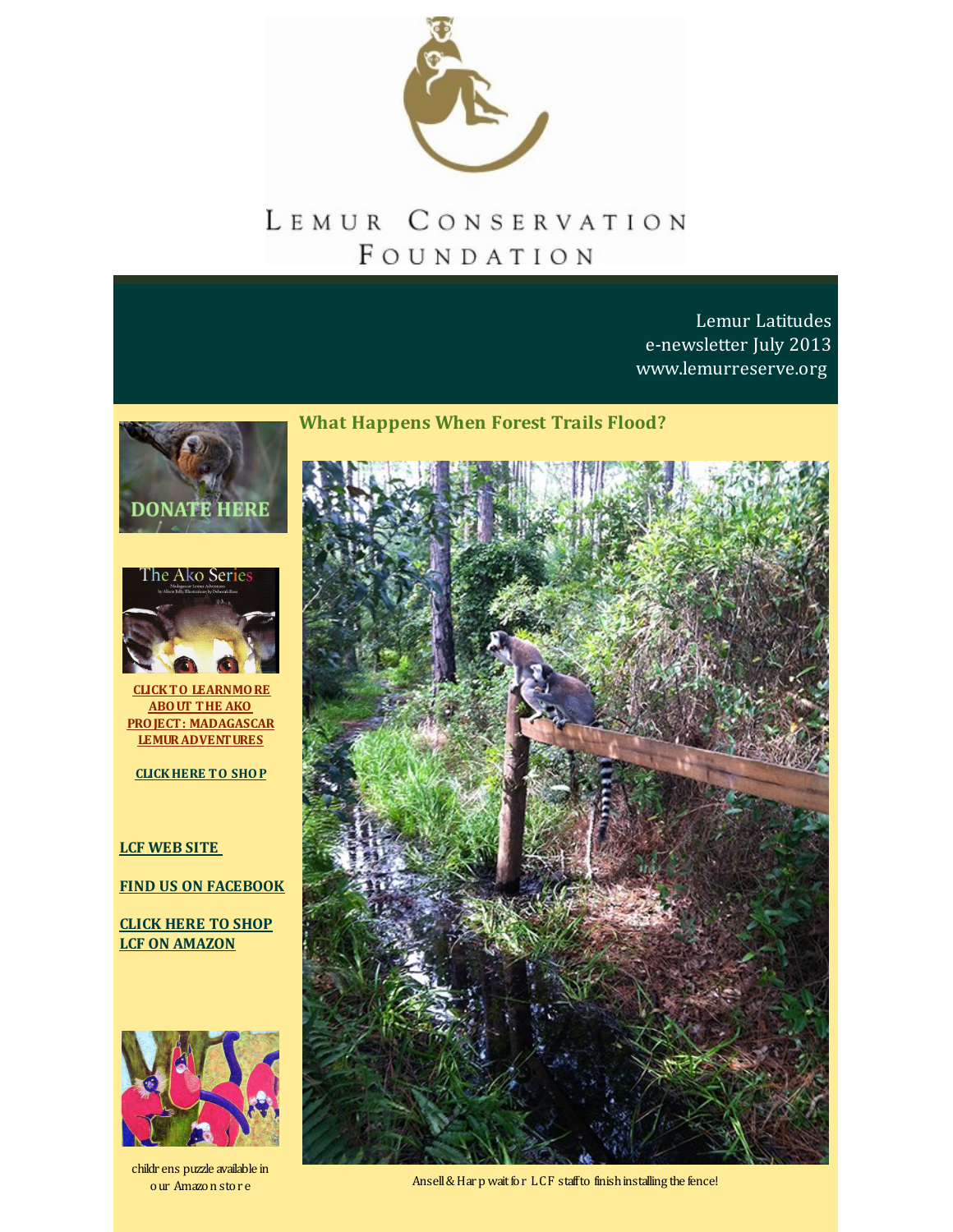# Lemur Conservation Foundation

Lemur Latitudes
e-newsletter July 2013
www.lemurreserve.org

DONATE HERE

The Ako Series

**CLICK TO LEARN MORE ABOUT THE AKO PROJECT: MADAGASCAR LEMUR ADVENTURES**

**CLICK HERE TO SHOP**

**LCF WEB SITE**

**FIND US ON FACEBOOK**

**CLICK HERE TO SHOP LCF ON AMAZON**

childrens puzzle available in our Amazon store

## What Happens When Forest Trails Flood?

Ansell & Harp wait for LCF staff to finish installing the fence!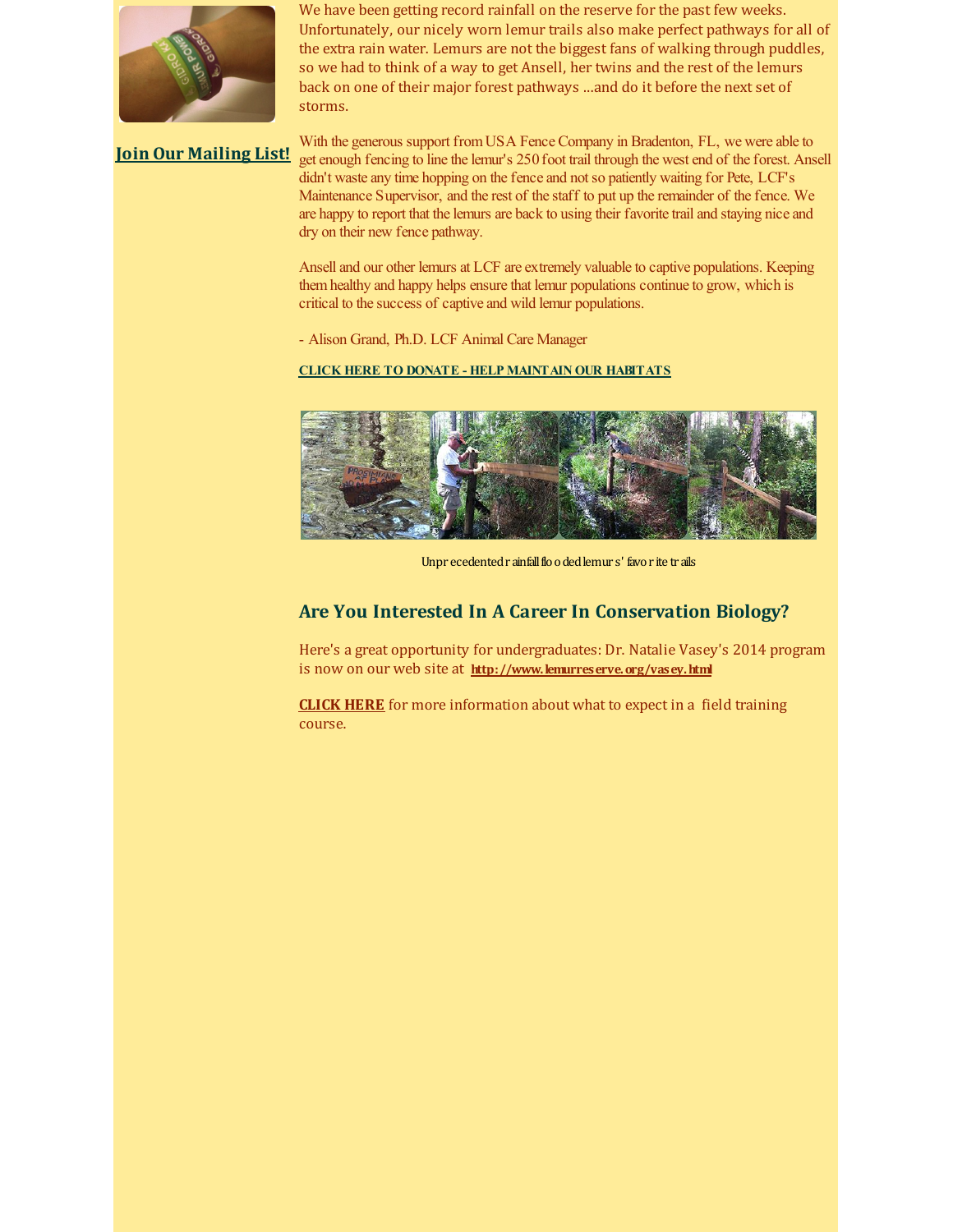[Join Our Mailing List!]

We have been getting record rainfall on the reserve for the past few weeks. Unfortunately, our nicely worn lemur trails also make perfect pathways for all of the extra rain water. Lemurs are not the biggest fans of walking through puddles, so we had to think of a way to get Ansell, her twins and the rest of the lemurs back on one of their major forest pathways ...and do it before the next set of storms.

With the generous support from USA Fence Company in Bradenton, FL, we were able to get enough fencing to line the lemur's 250 foot trail through the west end of the forest. Ansell didn't waste any time hopping on the fence and not so patiently waiting for Pete, LCF's Maintenance Supervisor, and the rest of the staff to put up the remainder of the fence. We are happy to report that the lemurs are back to using their favorite trail and staying nice and dry on their new fence pathway.

Ansell and our other lemurs at LCF are extremely valuable to captive populations. Keeping them healthy and happy helps ensure that lemur populations continue to grow, which is critical to the success of captive and wild lemur populations.

- Alison Grand, Ph.D. LCF Animal Care Manager

**CLICK HERE TO DONATE - HELP MAINTAIN OUR HABITATS**

Unprecedented rainfall flooded lemurs' favorite trails

## Are You Interested In A Career In Conservation Biology?

Here's a great opportunity for undergraduates: Dr. Natalie Vasey's 2014 program is now on our web site at **http://www.lemurreserve.org/vasey.html**

**CLICK HERE** for more information about what to expect in a field training course.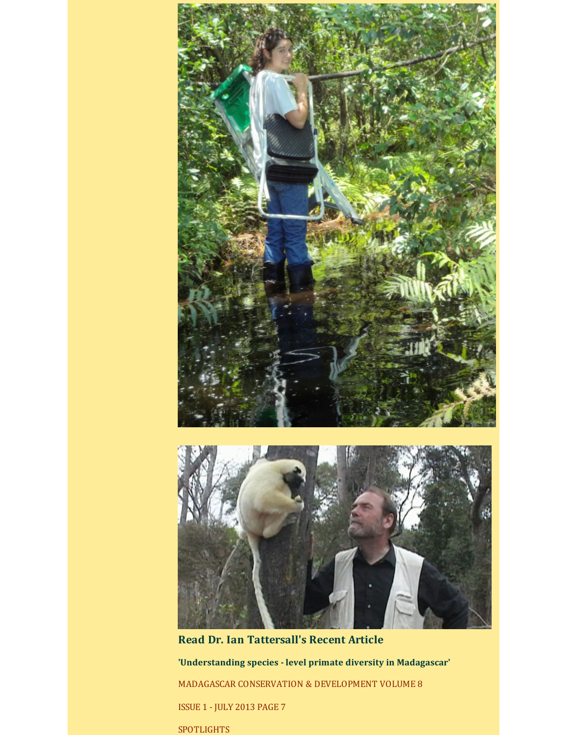**Read Dr. Ian Tattersall's Recent Article**

**'Understanding species - level primate diversity in Madagascar'**

MADAGASCAR CONSERVATION & DEVELOPMENT VOLUME 8

ISSUE 1 - JULY 2013 PAGE 7

SPOTLIGHTS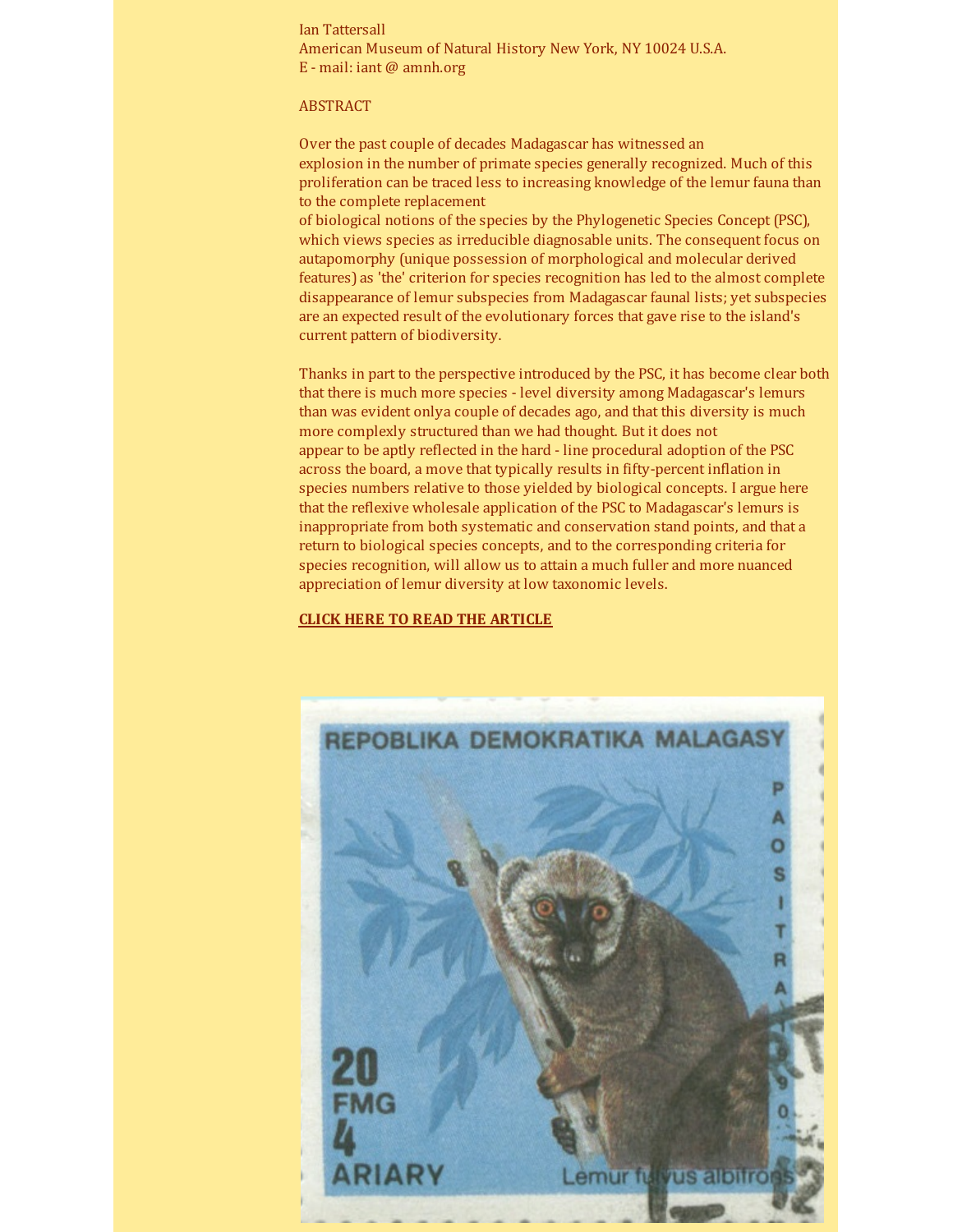Ian Tattersall
American Museum of Natural History New York, NY 10024 U.S.A.
E - mail: iant @ amnh.org

ABSTRACT

Over the past couple of decades Madagascar has witnessed an explosion in the number of primate species generally recognized. Much of this proliferation can be traced less to increasing knowledge of the lemur fauna than to the complete replacement of biological notions of the species by the Phylogenetic Species Concept (PSC), which views species as irreducible diagnosable units. The consequent focus on autapomorphy (unique possession of morphological and molecular derived features) as 'the' criterion for species recognition has led to the almost complete disappearance of lemur subspecies from Madagascar faunal lists; yet subspecies are an expected result of the evolutionary forces that gave rise to the island's current pattern of biodiversity.

Thanks in part to the perspective introduced by the PSC, it has become clear both that there is much more species - level diversity among Madagascar's lemurs than was evident onlya couple of decades ago, and that this diversity is much more complexly structured than we had thought. But it does not appear to be aptly reflected in the hard - line procedural adoption of the PSC across the board, a move that typically results in fifty-percent inflation in species numbers relative to those yielded by biological concepts. I argue here that the reflexive wholesale application of the PSC to Madagascar's lemurs is inappropriate from both systematic and conservation stand points, and that a return to biological species concepts, and to the corresponding criteria for species recognition, will allow us to attain a much fuller and more nuanced appreciation of lemur diversity at low taxonomic levels.

**CLICK HERE TO READ THE ARTICLE**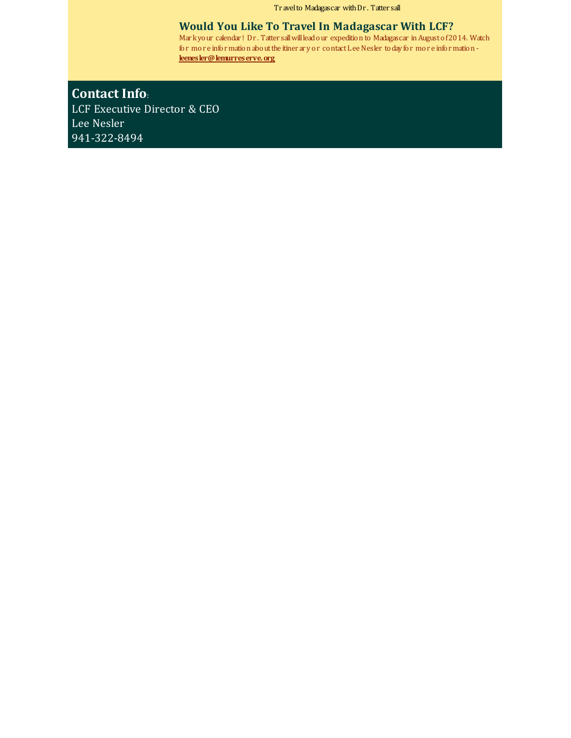Travel to Madagascar with Dr. Tattersall

## Would You Like To Travel In Madagascar With LCF?

Mark your calendar! Dr. Tattersall will lead our expedition to Madagascar in August of 2014. Watch for more information about the itinerary or contact Lee Nesler today for more information - **leenesler@lemurreserve.org**

**Contact Info**:
LCF Executive Director & CEO
Lee Nesler
941-322-8494